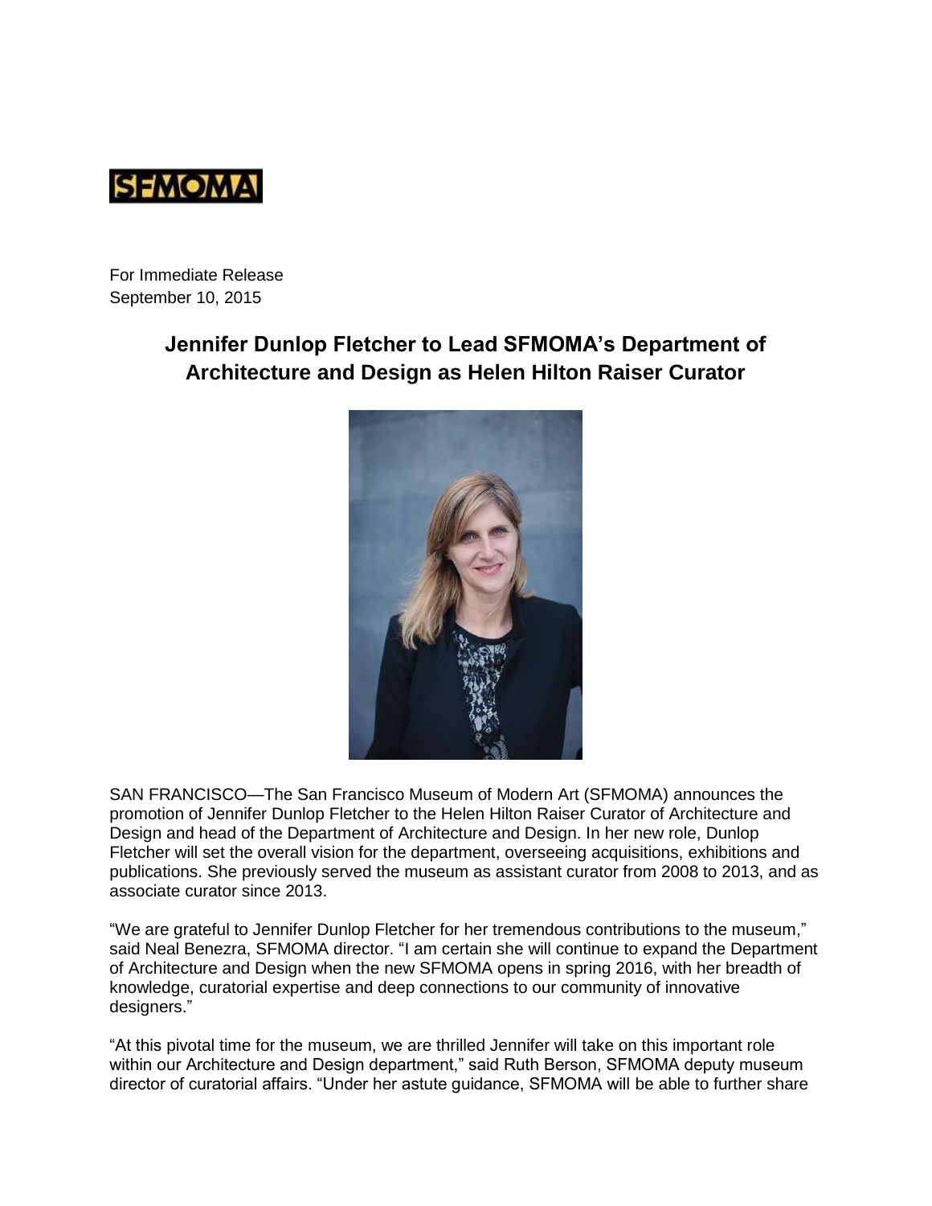SFMOMA

For Immediate Release
September 10, 2015

# Jennifer Dunlop Fletcher to Lead SFMOMA's Department of Architecture and Design as Helen Hilton Raiser Curator

SAN FRANCISCO—The San Francisco Museum of Modern Art (SFMOMA) announces the promotion of Jennifer Dunlop Fletcher to the Helen Hilton Raiser Curator of Architecture and Design and head of the Department of Architecture and Design. In her new role, Dunlop Fletcher will set the overall vision for the department, overseeing acquisitions, exhibitions and publications. She previously served the museum as assistant curator from 2008 to 2013, and as associate curator since 2013.

"We are grateful to Jennifer Dunlop Fletcher for her tremendous contributions to the museum," said Neal Benezra, SFMOMA director. "I am certain she will continue to expand the Department of Architecture and Design when the new SFMOMA opens in spring 2016, with her breadth of knowledge, curatorial expertise and deep connections to our community of innovative designers."

"At this pivotal time for the museum, we are thrilled Jennifer will take on this important role within our Architecture and Design department," said Ruth Berson, SFMOMA deputy museum director of curatorial affairs. "Under her astute guidance, SFMOMA will be able to further share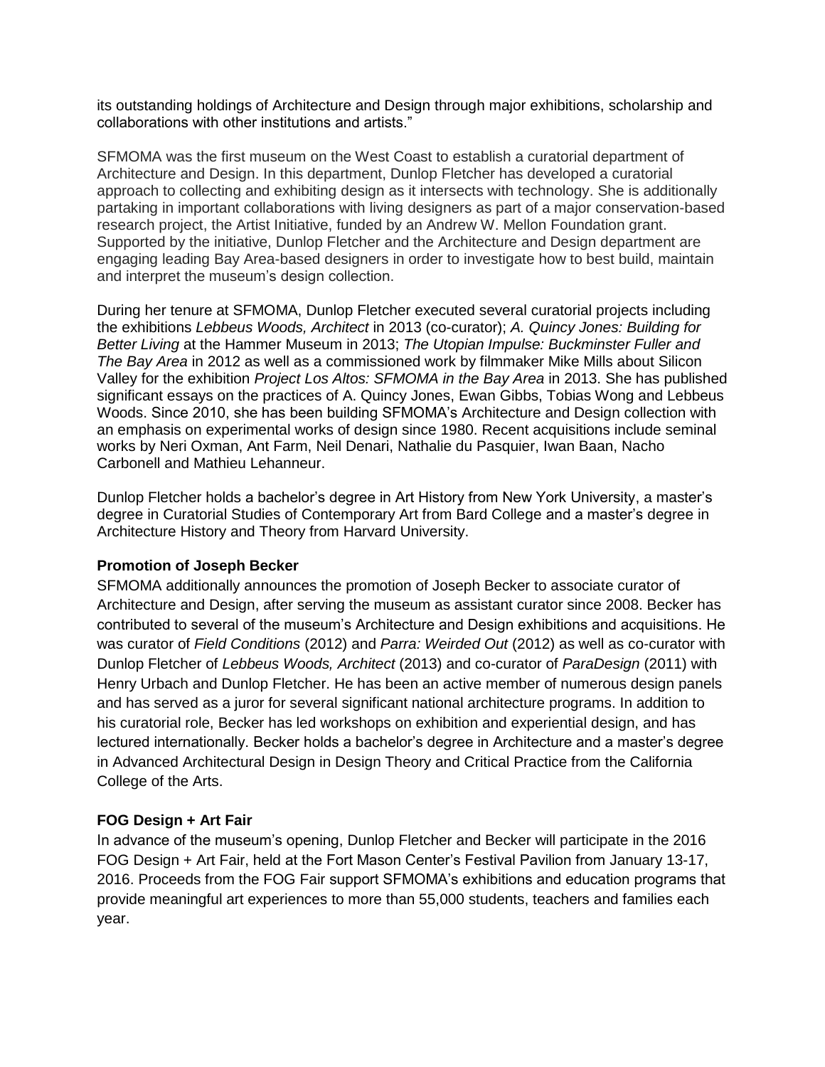its outstanding holdings of Architecture and Design through major exhibitions, scholarship and collaborations with other institutions and artists."

SFMOMA was the first museum on the West Coast to establish a curatorial department of Architecture and Design. In this department, Dunlop Fletcher has developed a curatorial approach to collecting and exhibiting design as it intersects with technology. She is additionally partaking in important collaborations with living designers as part of a major conservation-based research project, the Artist Initiative, funded by an Andrew W. Mellon Foundation grant. Supported by the initiative, Dunlop Fletcher and the Architecture and Design department are engaging leading Bay Area-based designers in order to investigate how to best build, maintain and interpret the museum's design collection.

During her tenure at SFMOMA, Dunlop Fletcher executed several curatorial projects including the exhibitions *Lebbeus Woods, Architect* in 2013 (co-curator); *A. Quincy Jones: Building for Better Living* at the Hammer Museum in 2013; *The Utopian Impulse: Buckminster Fuller and The Bay Area* in 2012 as well as a commissioned work by filmmaker Mike Mills about Silicon Valley for the exhibition *Project Los Altos: SFMOMA in the Bay Area* in 2013. She has published significant essays on the practices of A. Quincy Jones, Ewan Gibbs, Tobias Wong and Lebbeus Woods. Since 2010, she has been building SFMOMA's Architecture and Design collection with an emphasis on experimental works of design since 1980. Recent acquisitions include seminal works by Neri Oxman, Ant Farm, Neil Denari, Nathalie du Pasquier, Iwan Baan, Nacho Carbonell and Mathieu Lehanneur.

Dunlop Fletcher holds a bachelor's degree in Art History from New York University, a master's degree in Curatorial Studies of Contemporary Art from Bard College and a master's degree in Architecture History and Theory from Harvard University.

**Promotion of Joseph Becker**

SFMOMA additionally announces the promotion of Joseph Becker to associate curator of Architecture and Design, after serving the museum as assistant curator since 2008. Becker has contributed to several of the museum's Architecture and Design exhibitions and acquisitions. He was curator of *Field Conditions* (2012) and *Parra: Weirded Out* (2012) as well as co-curator with Dunlop Fletcher of *Lebbeus Woods, Architect* (2013) and co-curator of *ParaDesign* (2011) with Henry Urbach and Dunlop Fletcher. He has been an active member of numerous design panels and has served as a juror for several significant national architecture programs. In addition to his curatorial role, Becker has led workshops on exhibition and experiential design, and has lectured internationally. Becker holds a bachelor's degree in Architecture and a master's degree in Advanced Architectural Design in Design Theory and Critical Practice from the California College of the Arts.

**FOG Design + Art Fair**

In advance of the museum's opening, Dunlop Fletcher and Becker will participate in the 2016 FOG Design + Art Fair, held at the Fort Mason Center's Festival Pavilion from January 13-17, 2016. Proceeds from the FOG Fair support SFMOMA's exhibitions and education programs that provide meaningful art experiences to more than 55,000 students, teachers and families each year.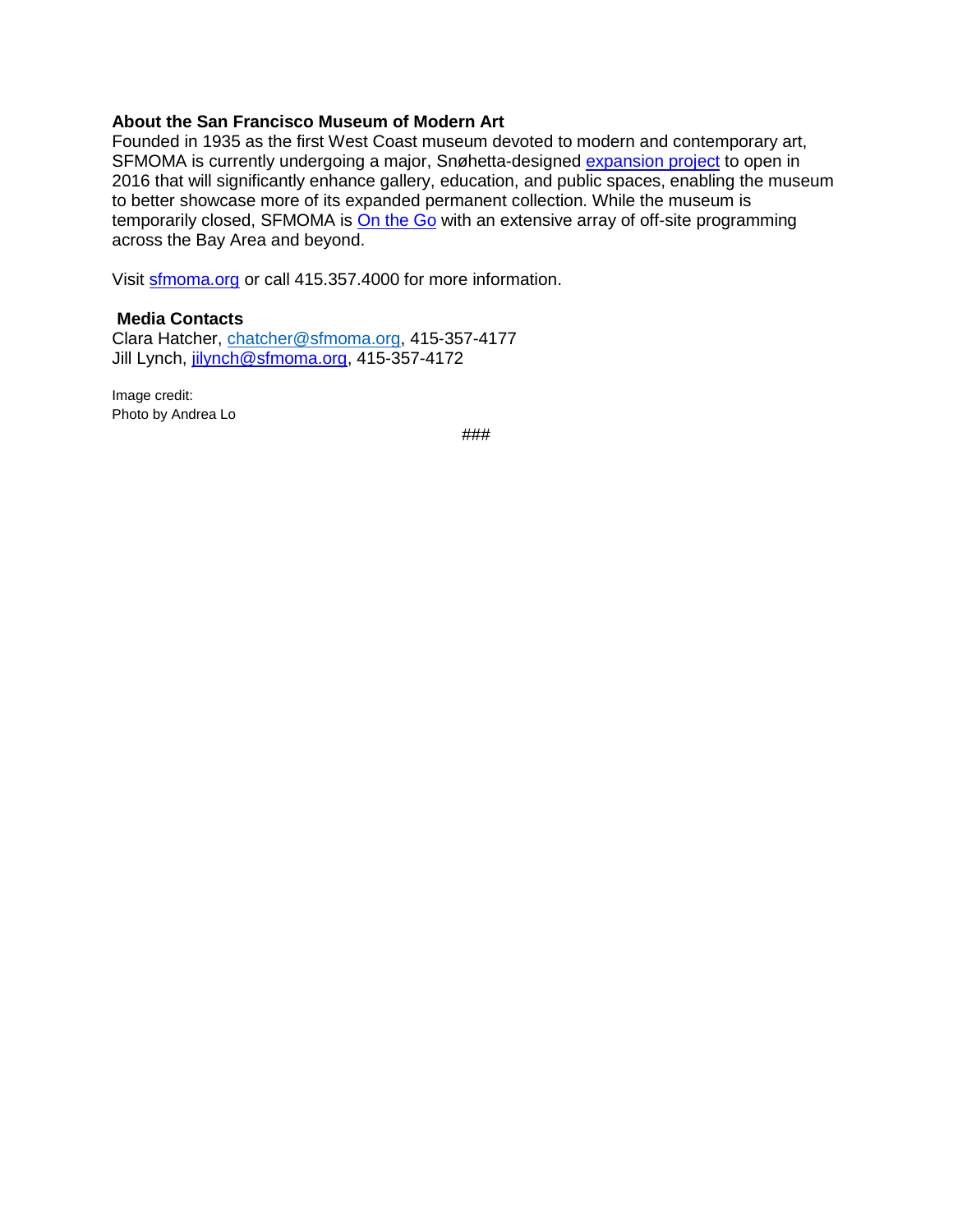**About the San Francisco Museum of Modern Art**

Founded in 1935 as the first West Coast museum devoted to modern and contemporary art, SFMOMA is currently undergoing a major, Snøhetta-designed expansion project to open in 2016 that will significantly enhance gallery, education, and public spaces, enabling the museum to better showcase more of its expanded permanent collection. While the museum is temporarily closed, SFMOMA is On the Go with an extensive array of off-site programming across the Bay Area and beyond.

Visit sfmoma.org or call 415.357.4000 for more information.

**Media Contacts**

Clara Hatcher, chatcher@sfmoma.org, 415-357-4177
Jill Lynch, jilynch@sfmoma.org, 415-357-4172

Image credit:
Photo by Andrea Lo

###